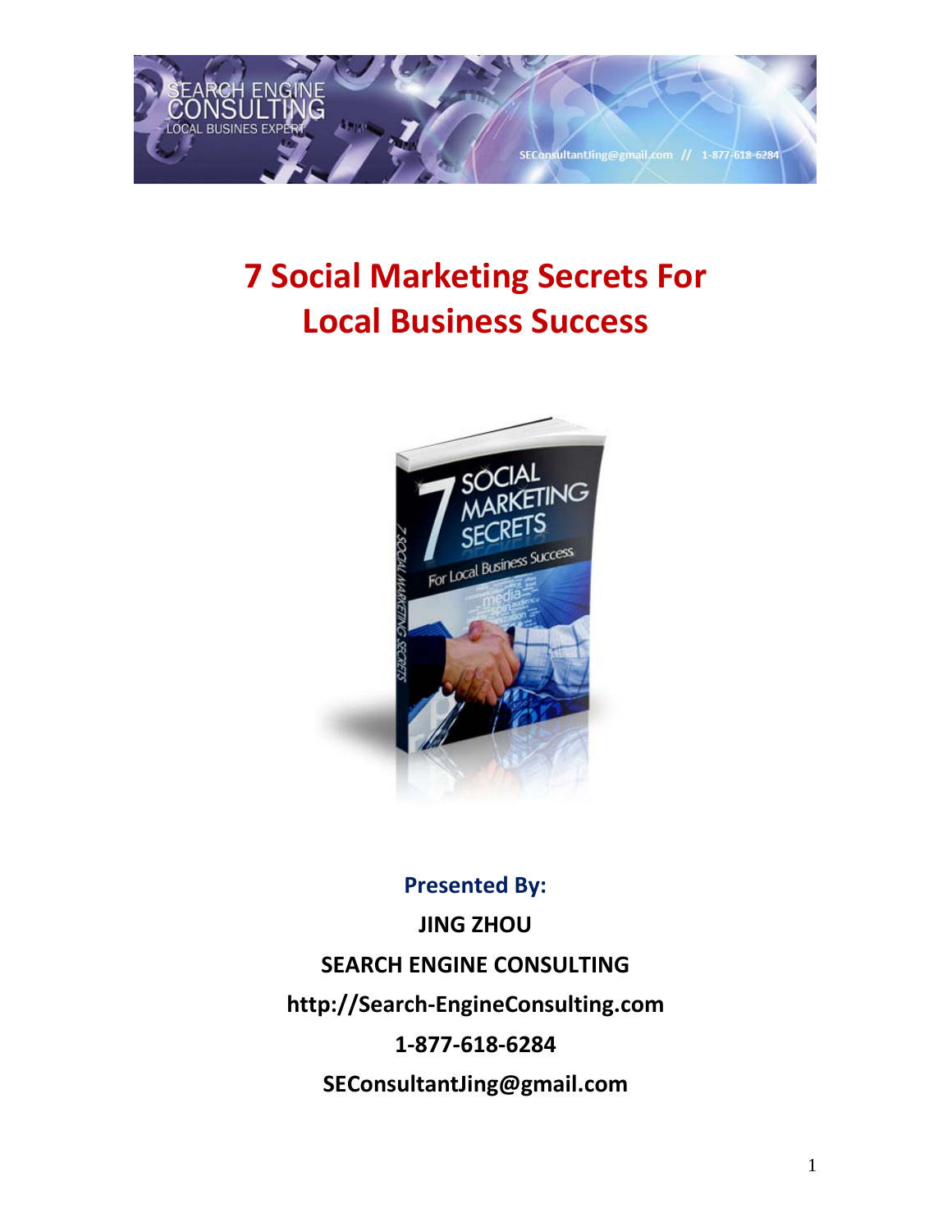# 7 Social Marketing Secrets For Local Business Success

**Presented By:**

**JING ZHOU**

**SEARCH ENGINE CONSULTING**

**http://Search-EngineConsulting.com**

**1-877-618-6284**

**SEConsultantJing@gmail.com**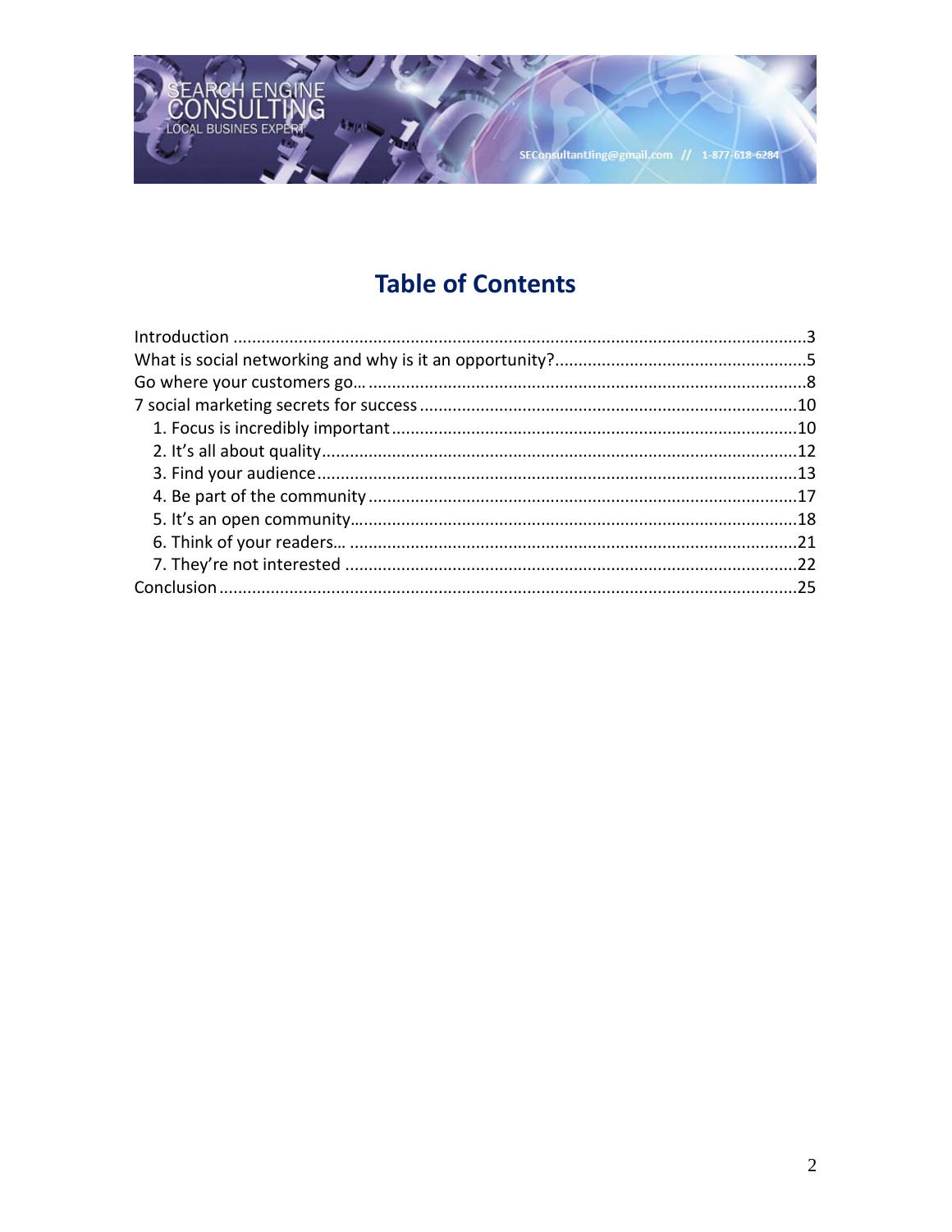# Table of Contents

Introduction .......................................................................................................................3
What is social networking and why is it an opportunity?......................................................5
Go where your customers go… .............................................................................................8
7 social marketing secrets for success .................................................................................10
   1. Focus is incredibly important.......................................................................................10
   2. It's all about quality......................................................................................................12
   3. Find your audience.......................................................................................................13
   4. Be part of the community ............................................................................................17
   5. It's an open community…............................................................................................18
   6. Think of your readers… ................................................................................................21
   7. They're not interested .................................................................................................22
Conclusion...........................................................................................................................25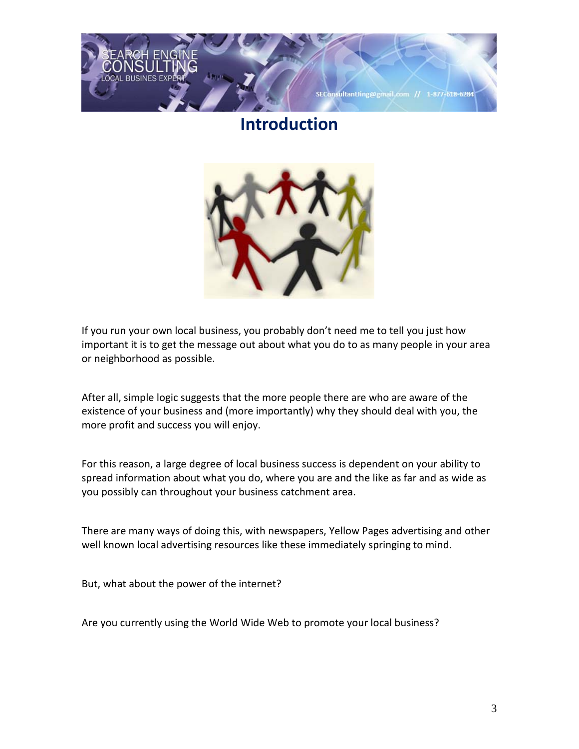# Introduction

If you run your own local business, you probably don't need me to tell you just how important it is to get the message out about what you do to as many people in your area or neighborhood as possible.

After all, simple logic suggests that the more people there are who are aware of the existence of your business and (more importantly) why they should deal with you, the more profit and success you will enjoy.

For this reason, a large degree of local business success is dependent on your ability to spread information about what you do, where you are and the like as far and as wide as you possibly can throughout your business catchment area.

There are many ways of doing this, with newspapers, Yellow Pages advertising and other well known local advertising resources like these immediately springing to mind.

But, what about the power of the internet?

Are you currently using the World Wide Web to promote your local business?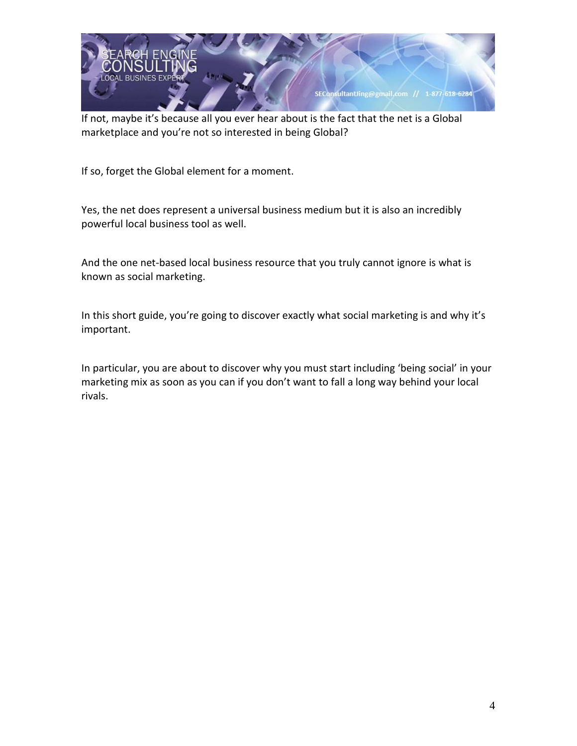If not, maybe it's because all you ever hear about is the fact that the net is a Global marketplace and you're not so interested in being Global?

If so, forget the Global element for a moment.

Yes, the net does represent a universal business medium but it is also an incredibly powerful local business tool as well.

And the one net-based local business resource that you truly cannot ignore is what is known as social marketing.

In this short guide, you're going to discover exactly what social marketing is and why it's important.

In particular, you are about to discover why you must start including 'being social' in your marketing mix as soon as you can if you don't want to fall a long way behind your local rivals.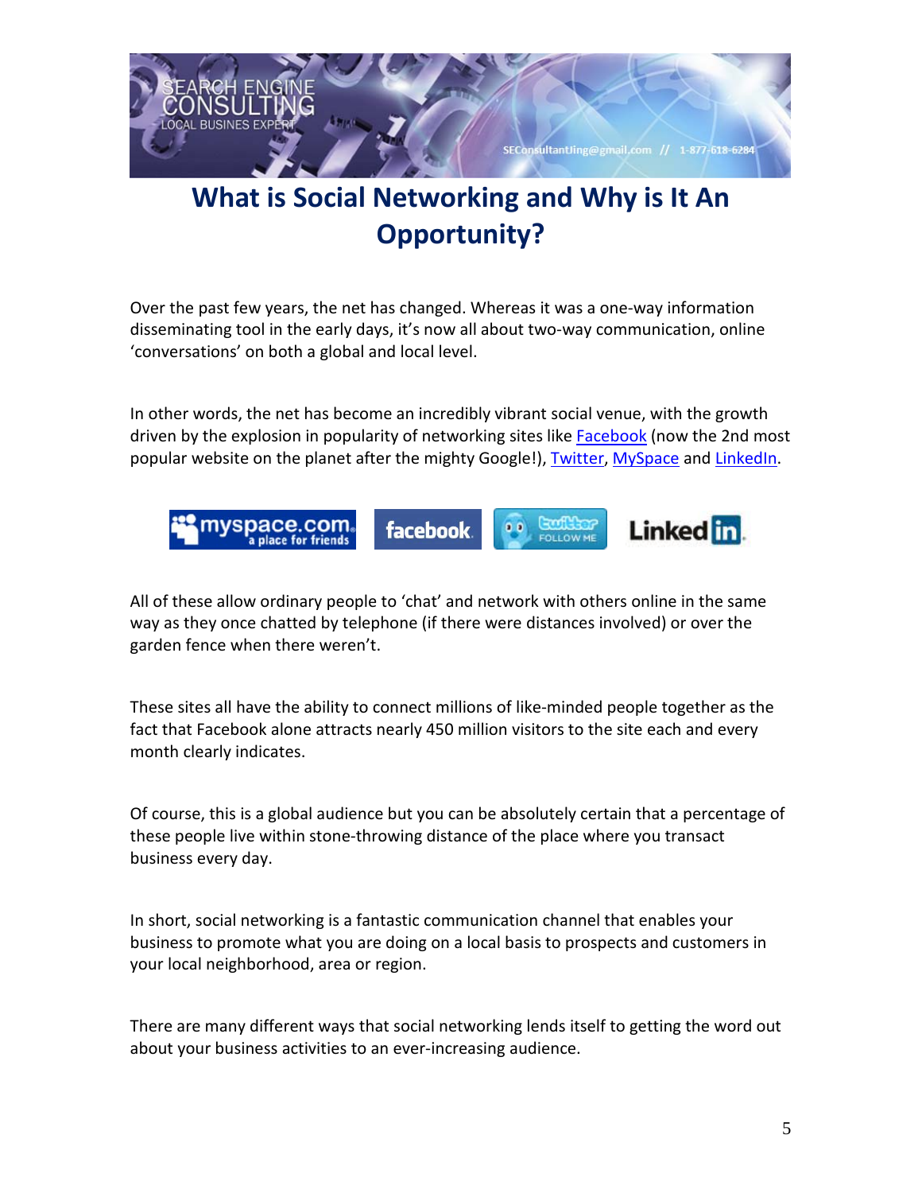# What is Social Networking and Why is It An Opportunity?

Over the past few years, the net has changed. Whereas it was a one-way information disseminating tool in the early days, it's now all about two-way communication, online 'conversations' on both a global and local level.

In other words, the net has become an incredibly vibrant social venue, with the growth driven by the explosion in popularity of networking sites like [Facebook](#) (now the 2nd most popular website on the planet after the mighty Google!), [Twitter](#), [MySpace](#) and [LinkedIn](#).

All of these allow ordinary people to 'chat' and network with others online in the same way as they once chatted by telephone (if there were distances involved) or over the garden fence when there weren't.

These sites all have the ability to connect millions of like-minded people together as the fact that Facebook alone attracts nearly 450 million visitors to the site each and every month clearly indicates.

Of course, this is a global audience but you can be absolutely certain that a percentage of these people live within stone-throwing distance of the place where you transact business every day.

In short, social networking is a fantastic communication channel that enables your business to promote what you are doing on a local basis to prospects and customers in your local neighborhood, area or region.

There are many different ways that social networking lends itself to getting the word out about your business activities to an ever-increasing audience.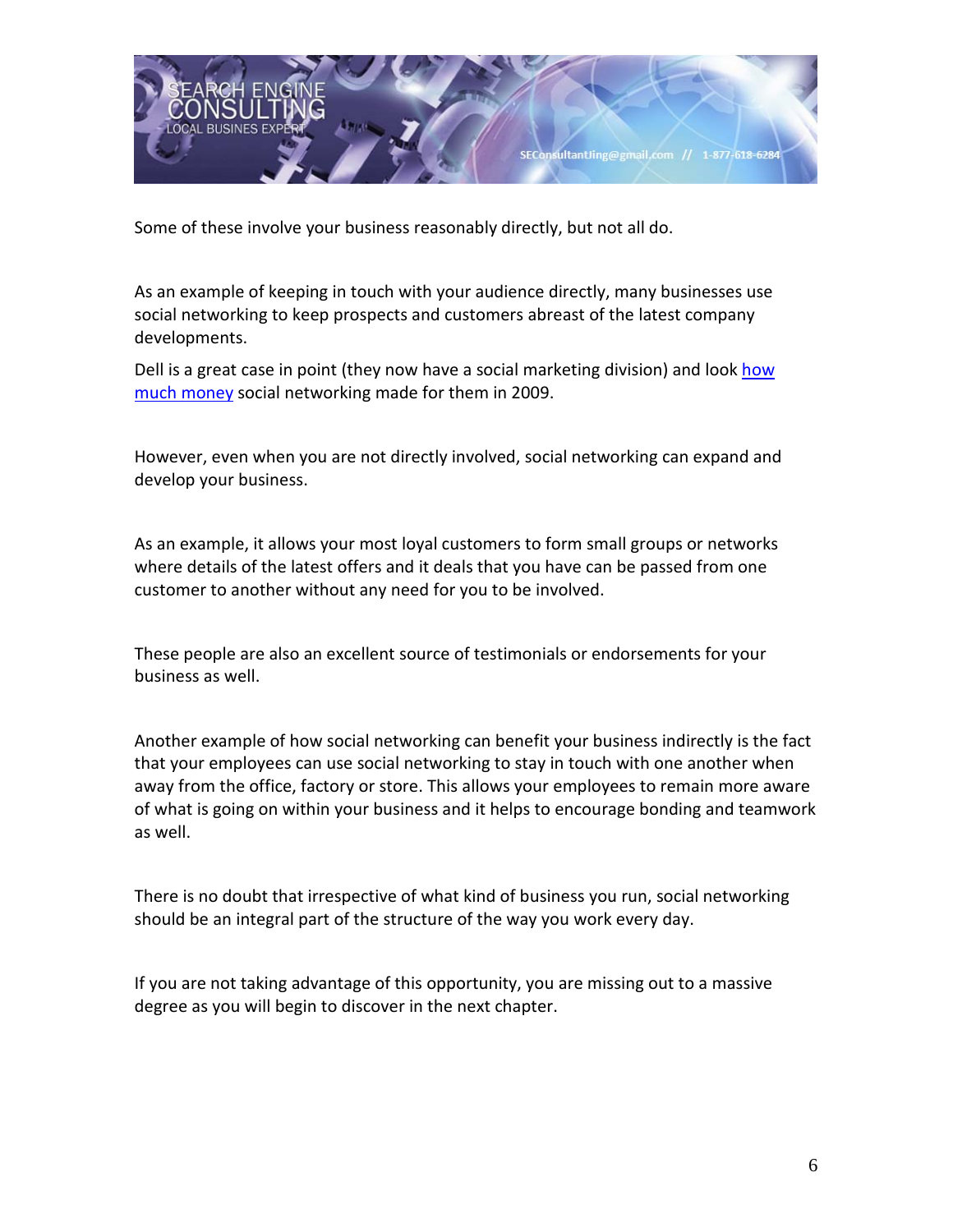Some of these involve your business reasonably directly, but not all do.

As an example of keeping in touch with your audience directly, many businesses use social networking to keep prospects and customers abreast of the latest company developments.

Dell is a great case in point (they now have a social marketing division) and look how much money social networking made for them in 2009.

However, even when you are not directly involved, social networking can expand and develop your business.

As an example, it allows your most loyal customers to form small groups or networks where details of the latest offers and it deals that you have can be passed from one customer to another without any need for you to be involved.

These people are also an excellent source of testimonials or endorsements for your business as well.

Another example of how social networking can benefit your business indirectly is the fact that your employees can use social networking to stay in touch with one another when away from the office, factory or store. This allows your employees to remain more aware of what is going on within your business and it helps to encourage bonding and teamwork as well.

There is no doubt that irrespective of what kind of business you run, social networking should be an integral part of the structure of the way you work every day.

If you are not taking advantage of this opportunity, you are missing out to a massive degree as you will begin to discover in the next chapter.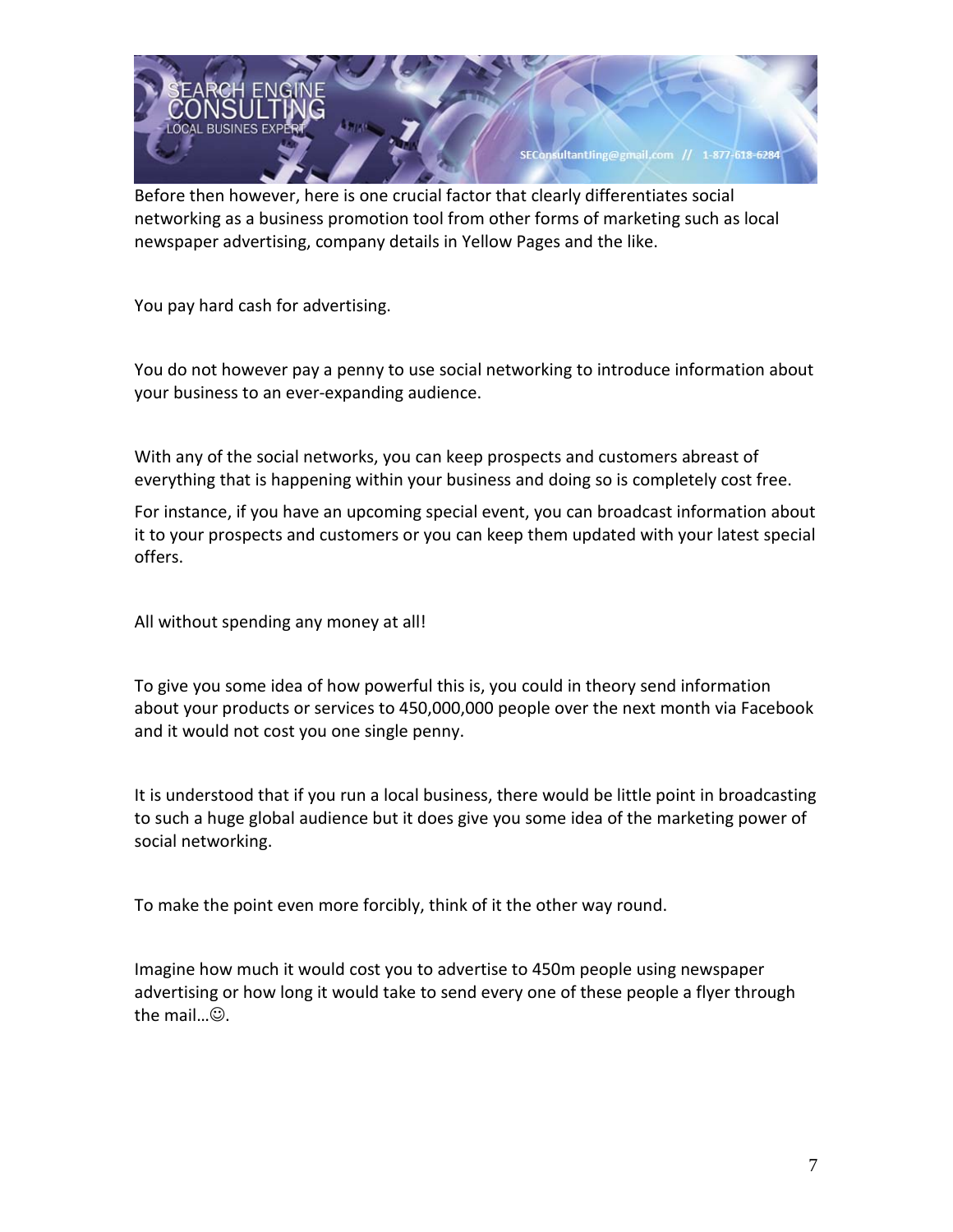Before then however, here is one crucial factor that clearly differentiates social networking as a business promotion tool from other forms of marketing such as local newspaper advertising, company details in Yellow Pages and the like.

You pay hard cash for advertising.

You do not however pay a penny to use social networking to introduce information about your business to an ever-expanding audience.

With any of the social networks, you can keep prospects and customers abreast of everything that is happening within your business and doing so is completely cost free.

For instance, if you have an upcoming special event, you can broadcast information about it to your prospects and customers or you can keep them updated with your latest special offers.

All without spending any money at all!

To give you some idea of how powerful this is, you could in theory send information about your products or services to 450,000,000 people over the next month via Facebook and it would not cost you one single penny.

It is understood that if you run a local business, there would be little point in broadcasting to such a huge global audience but it does give you some idea of the marketing power of social networking.

To make the point even more forcibly, think of it the other way round.

Imagine how much it would cost you to advertise to 450m people using newspaper advertising or how long it would take to send every one of these people a flyer through the mail…☺.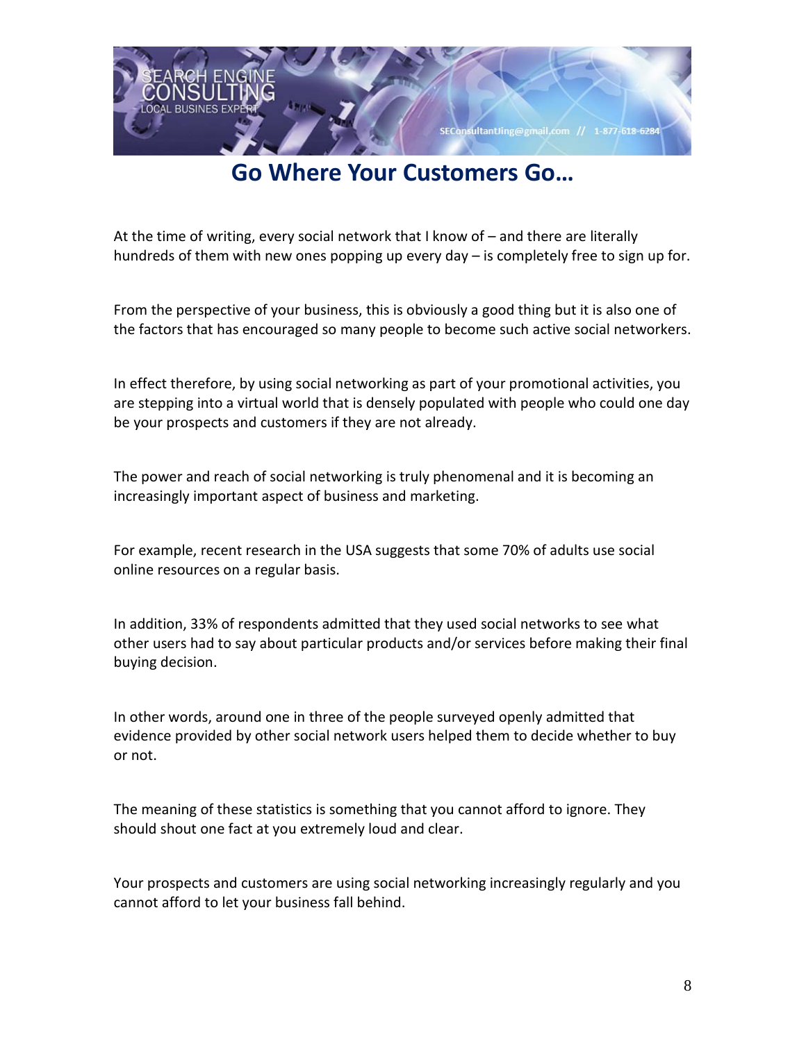# Go Where Your Customers Go…

At the time of writing, every social network that I know of – and there are literally hundreds of them with new ones popping up every day – is completely free to sign up for.

From the perspective of your business, this is obviously a good thing but it is also one of the factors that has encouraged so many people to become such active social networkers.

In effect therefore, by using social networking as part of your promotional activities, you are stepping into a virtual world that is densely populated with people who could one day be your prospects and customers if they are not already.

The power and reach of social networking is truly phenomenal and it is becoming an increasingly important aspect of business and marketing.

For example, recent research in the USA suggests that some 70% of adults use social online resources on a regular basis.

In addition, 33% of respondents admitted that they used social networks to see what other users had to say about particular products and/or services before making their final buying decision.

In other words, around one in three of the people surveyed openly admitted that evidence provided by other social network users helped them to decide whether to buy or not.

The meaning of these statistics is something that you cannot afford to ignore. They should shout one fact at you extremely loud and clear.

Your prospects and customers are using social networking increasingly regularly and you cannot afford to let your business fall behind.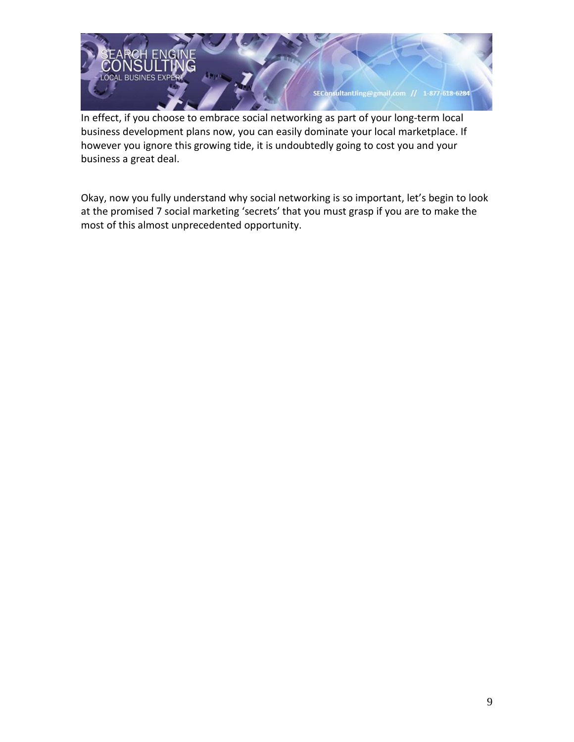In effect, if you choose to embrace social networking as part of your long-term local business development plans now, you can easily dominate your local marketplace. If however you ignore this growing tide, it is undoubtedly going to cost you and your business a great deal.

Okay, now you fully understand why social networking is so important, let's begin to look at the promised 7 social marketing 'secrets' that you must grasp if you are to make the most of this almost unprecedented opportunity.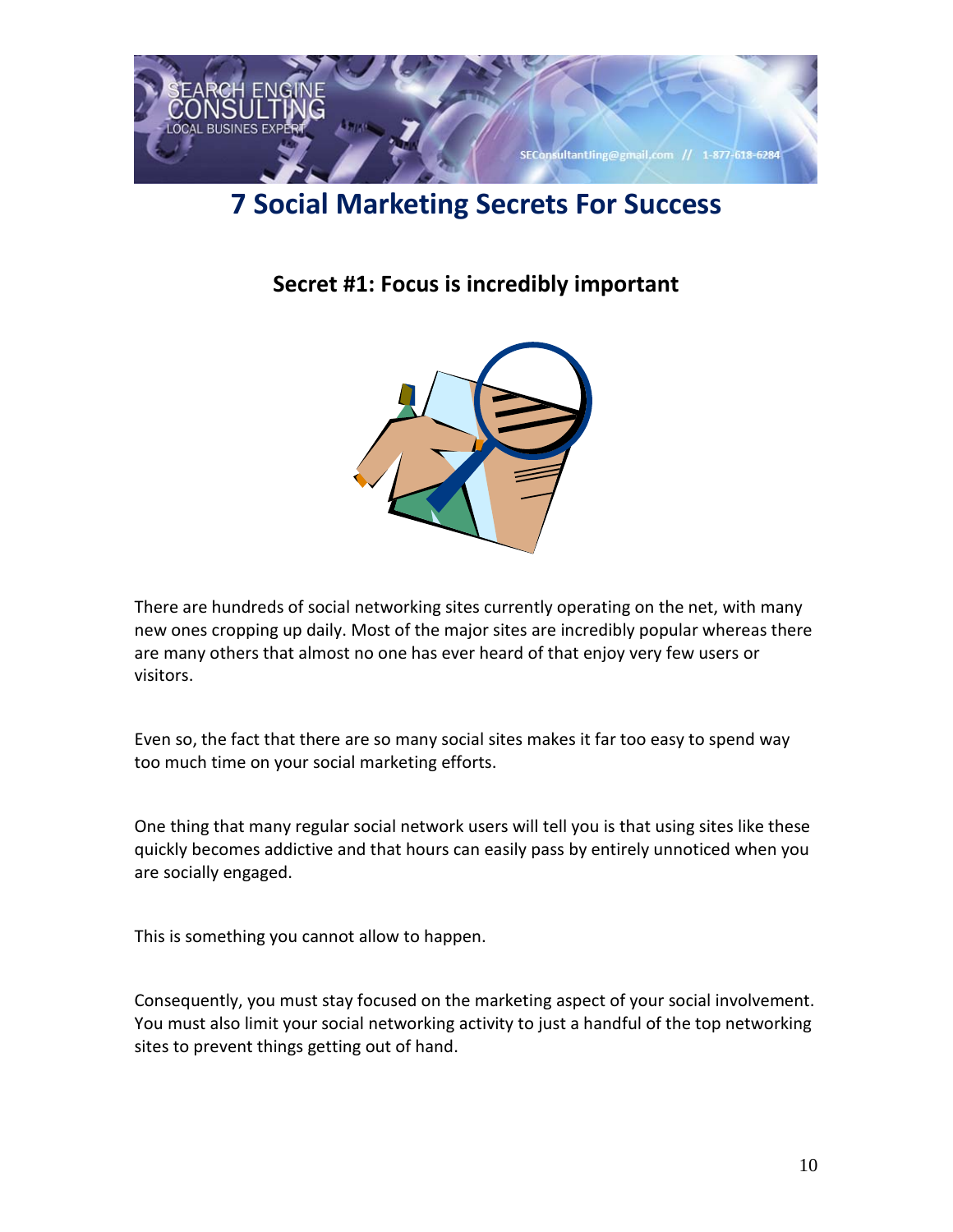# 7 Social Marketing Secrets For Success

## Secret #1: Focus is incredibly important

There are hundreds of social networking sites currently operating on the net, with many new ones cropping up daily. Most of the major sites are incredibly popular whereas there are many others that almost no one has ever heard of that enjoy very few users or visitors.

Even so, the fact that there are so many social sites makes it far too easy to spend way too much time on your social marketing efforts.

One thing that many regular social network users will tell you is that using sites like these quickly becomes addictive and that hours can easily pass by entirely unnoticed when you are socially engaged.

This is something you cannot allow to happen.

Consequently, you must stay focused on the marketing aspect of your social involvement. You must also limit your social networking activity to just a handful of the top networking sites to prevent things getting out of hand.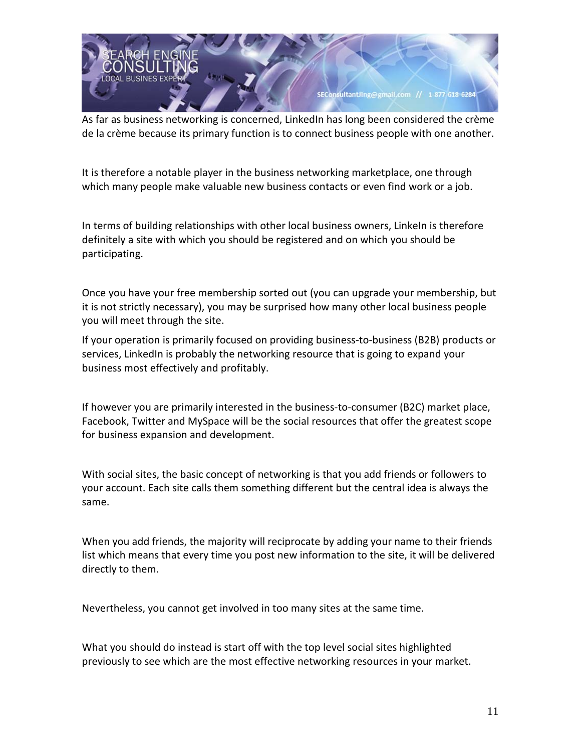As far as business networking is concerned, LinkedIn has long been considered the crème de la crème because its primary function is to connect business people with one another.

It is therefore a notable player in the business networking marketplace, one through which many people make valuable new business contacts or even find work or a job.

In terms of building relationships with other local business owners, LinkeIn is therefore definitely a site with which you should be registered and on which you should be participating.

Once you have your free membership sorted out (you can upgrade your membership, but it is not strictly necessary), you may be surprised how many other local business people you will meet through the site.

If your operation is primarily focused on providing business-to-business (B2B) products or services, LinkedIn is probably the networking resource that is going to expand your business most effectively and profitably.

If however you are primarily interested in the business-to-consumer (B2C) market place, Facebook, Twitter and MySpace will be the social resources that offer the greatest scope for business expansion and development.

With social sites, the basic concept of networking is that you add friends or followers to your account. Each site calls them something different but the central idea is always the same.

When you add friends, the majority will reciprocate by adding your name to their friends list which means that every time you post new information to the site, it will be delivered directly to them.

Nevertheless, you cannot get involved in too many sites at the same time.

What you should do instead is start off with the top level social sites highlighted previously to see which are the most effective networking resources in your market.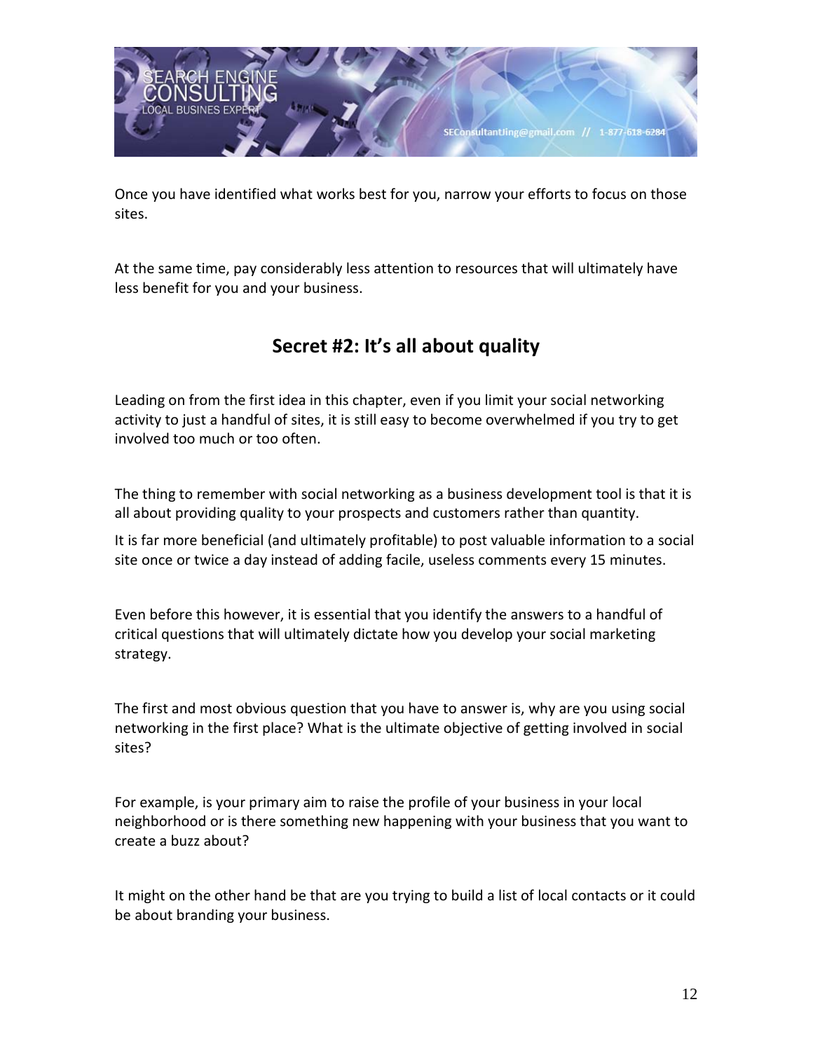Once you have identified what works best for you, narrow your efforts to focus on those sites.

At the same time, pay considerably less attention to resources that will ultimately have less benefit for you and your business.

## Secret #2: It's all about quality

Leading on from the first idea in this chapter, even if you limit your social networking activity to just a handful of sites, it is still easy to become overwhelmed if you try to get involved too much or too often.

The thing to remember with social networking as a business development tool is that it is all about providing quality to your prospects and customers rather than quantity.

It is far more beneficial (and ultimately profitable) to post valuable information to a social site once or twice a day instead of adding facile, useless comments every 15 minutes.

Even before this however, it is essential that you identify the answers to a handful of critical questions that will ultimately dictate how you develop your social marketing strategy.

The first and most obvious question that you have to answer is, why are you using social networking in the first place? What is the ultimate objective of getting involved in social sites?

For example, is your primary aim to raise the profile of your business in your local neighborhood or is there something new happening with your business that you want to create a buzz about?

It might on the other hand be that are you trying to build a list of local contacts or it could be about branding your business.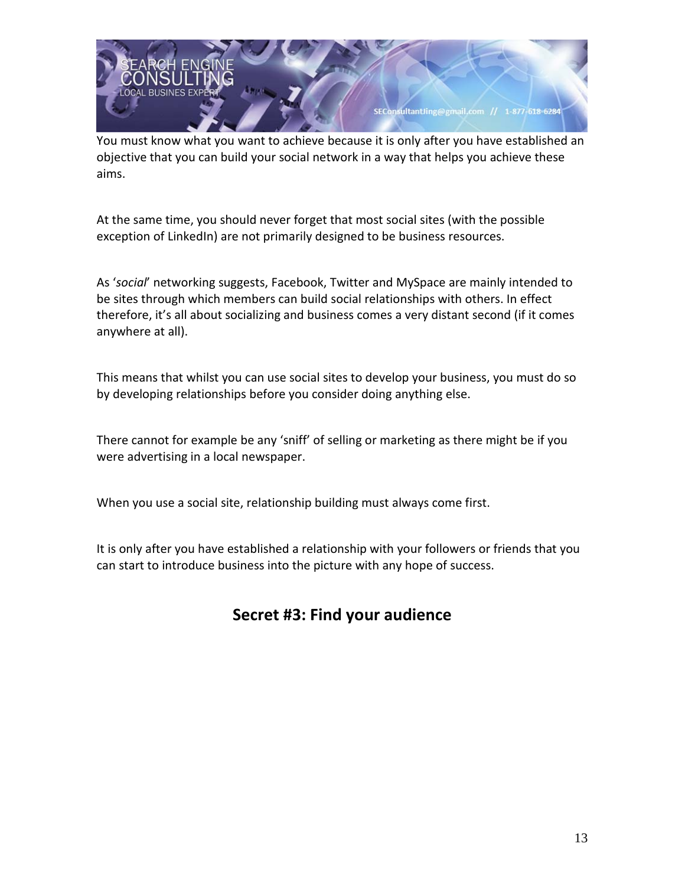You must know what you want to achieve because it is only after you have established an objective that you can build your social network in a way that helps you achieve these aims.

At the same time, you should never forget that most social sites (with the possible exception of LinkedIn) are not primarily designed to be business resources.

As '*social*' networking suggests, Facebook, Twitter and MySpace are mainly intended to be sites through which members can build social relationships with others. In effect therefore, it's all about socializing and business comes a very distant second (if it comes anywhere at all).

This means that whilst you can use social sites to develop your business, you must do so by developing relationships before you consider doing anything else.

There cannot for example be any 'sniff' of selling or marketing as there might be if you were advertising in a local newspaper.

When you use a social site, relationship building must always come first.

It is only after you have established a relationship with your followers or friends that you can start to introduce business into the picture with any hope of success.

## Secret #3: Find your audience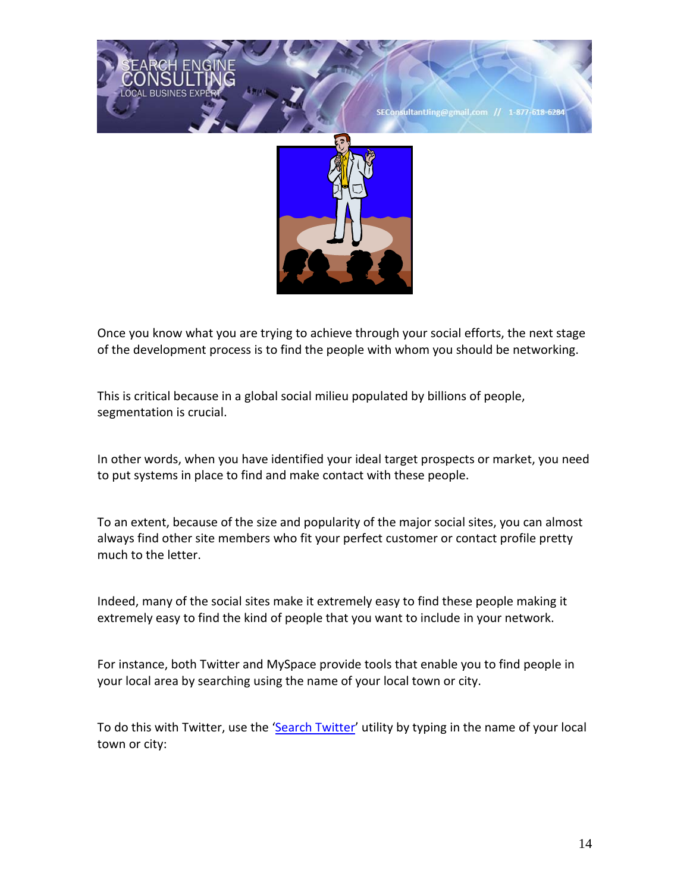Once you know what you are trying to achieve through your social efforts, the next stage of the development process is to find the people with whom you should be networking.

This is critical because in a global social milieu populated by billions of people, segmentation is crucial.

In other words, when you have identified your ideal target prospects or market, you need to put systems in place to find and make contact with these people.

To an extent, because of the size and popularity of the major social sites, you can almost always find other site members who fit your perfect customer or contact profile pretty much to the letter.

Indeed, many of the social sites make it extremely easy to find these people making it extremely easy to find the kind of people that you want to include in your network.

For instance, both Twitter and MySpace provide tools that enable you to find people in your local area by searching using the name of your local town or city.

To do this with Twitter, use the 'Search Twitter' utility by typing in the name of your local town or city: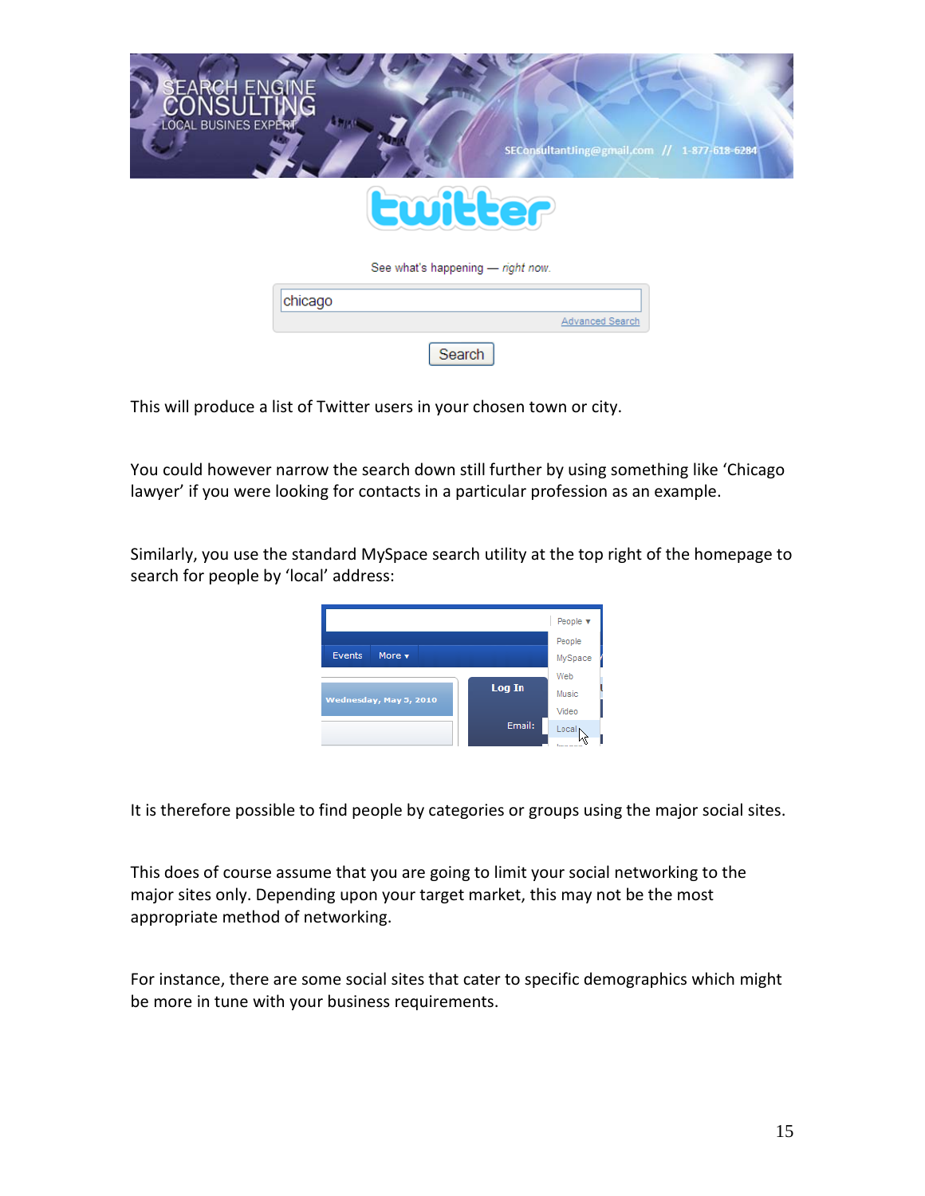This will produce a list of Twitter users in your chosen town or city.

You could however narrow the search down still further by using something like 'Chicago lawyer' if you were looking for contacts in a particular profession as an example.

Similarly, you use the standard MySpace search utility at the top right of the homepage to search for people by 'local' address:

It is therefore possible to find people by categories or groups using the major social sites.

This does of course assume that you are going to limit your social networking to the major sites only. Depending upon your target market, this may not be the most appropriate method of networking.

For instance, there are some social sites that cater to specific demographics which might be more in tune with your business requirements.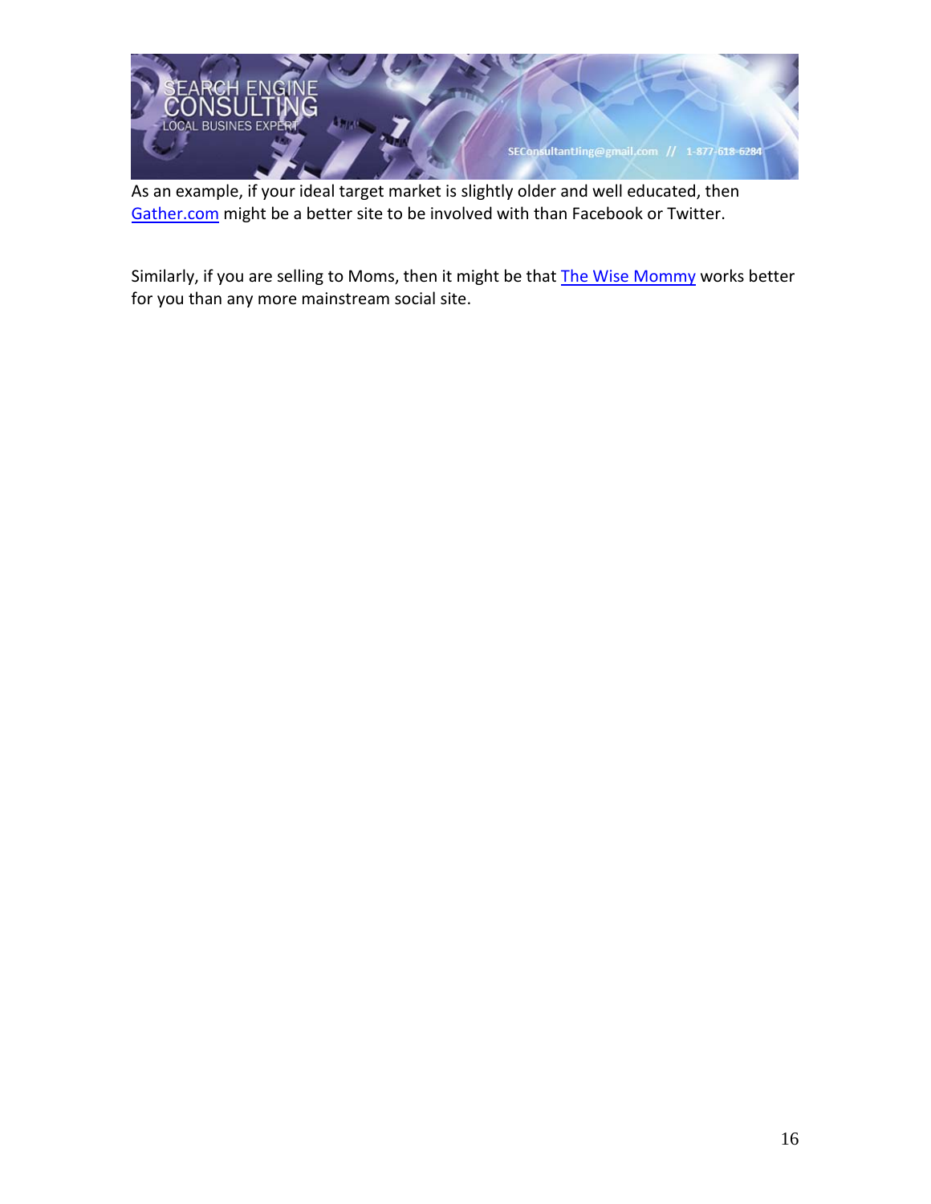As an example, if your ideal target market is slightly older and well educated, then Gather.com might be a better site to be involved with than Facebook or Twitter.

Similarly, if you are selling to Moms, then it might be that The Wise Mommy works better for you than any more mainstream social site.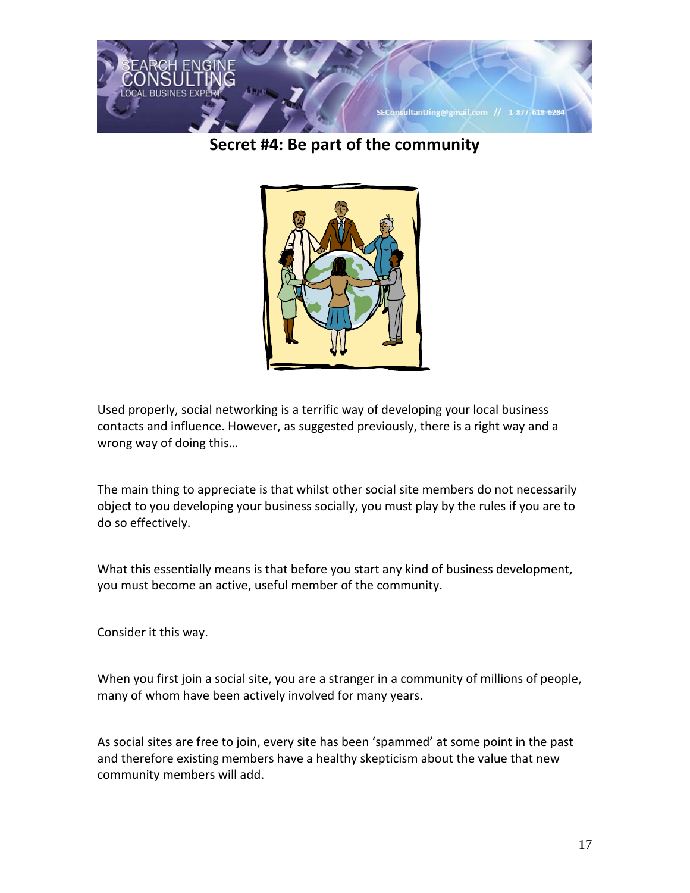## Secret #4: Be part of the community

Used properly, social networking is a terrific way of developing your local business contacts and influence. However, as suggested previously, there is a right way and a wrong way of doing this…

The main thing to appreciate is that whilst other social site members do not necessarily object to you developing your business socially, you must play by the rules if you are to do so effectively.

What this essentially means is that before you start any kind of business development, you must become an active, useful member of the community.

Consider it this way.

When you first join a social site, you are a stranger in a community of millions of people, many of whom have been actively involved for many years.

As social sites are free to join, every site has been 'spammed' at some point in the past and therefore existing members have a healthy skepticism about the value that new community members will add.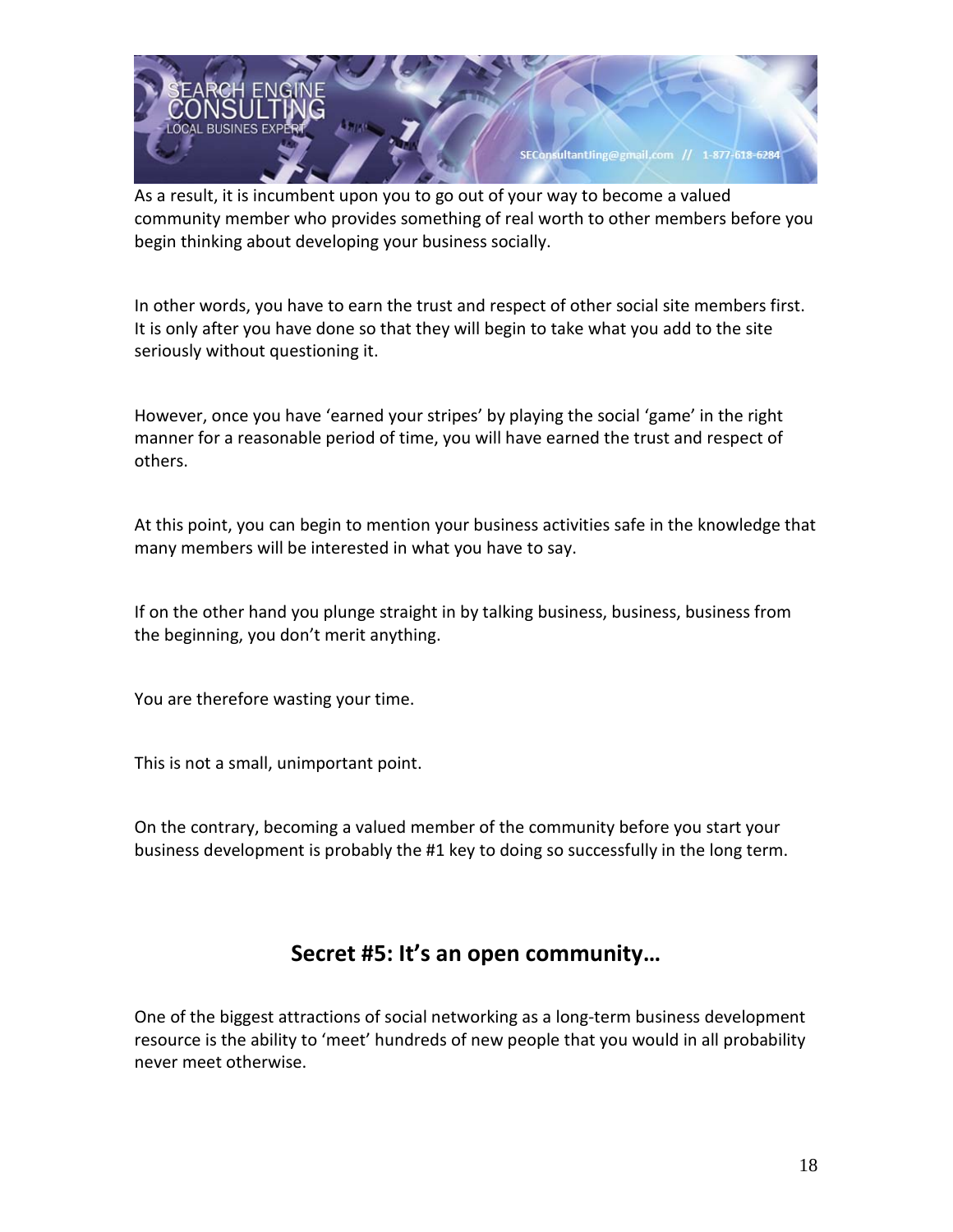As a result, it is incumbent upon you to go out of your way to become a valued community member who provides something of real worth to other members before you begin thinking about developing your business socially.

In other words, you have to earn the trust and respect of other social site members first. It is only after you have done so that they will begin to take what you add to the site seriously without questioning it.

However, once you have 'earned your stripes' by playing the social 'game' in the right manner for a reasonable period of time, you will have earned the trust and respect of others.

At this point, you can begin to mention your business activities safe in the knowledge that many members will be interested in what you have to say.

If on the other hand you plunge straight in by talking business, business, business from the beginning, you don't merit anything.

You are therefore wasting your time.

This is not a small, unimportant point.

On the contrary, becoming a valued member of the community before you start your business development is probably the #1 key to doing so successfully in the long term.

## Secret #5: It's an open community…

One of the biggest attractions of social networking as a long-term business development resource is the ability to 'meet' hundreds of new people that you would in all probability never meet otherwise.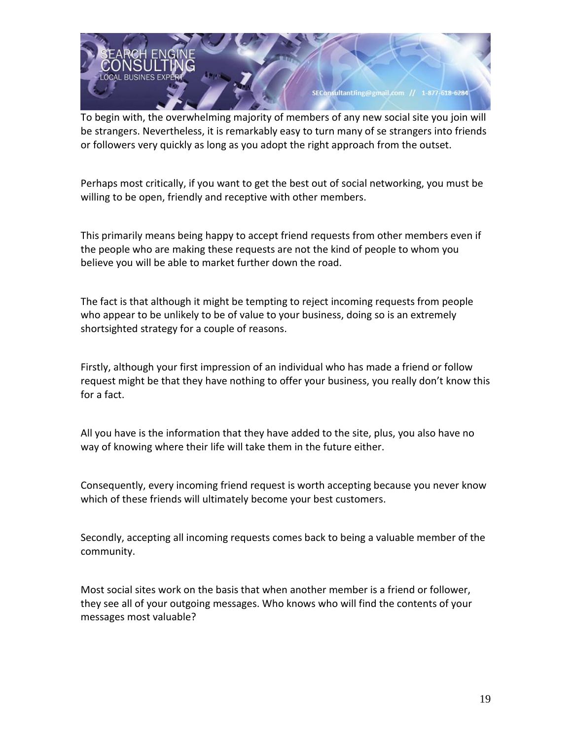To begin with, the overwhelming majority of members of any new social site you join will be strangers. Nevertheless, it is remarkably easy to turn many of se strangers into friends or followers very quickly as long as you adopt the right approach from the outset.

Perhaps most critically, if you want to get the best out of social networking, you must be willing to be open, friendly and receptive with other members.

This primarily means being happy to accept friend requests from other members even if the people who are making these requests are not the kind of people to whom you believe you will be able to market further down the road.

The fact is that although it might be tempting to reject incoming requests from people who appear to be unlikely to be of value to your business, doing so is an extremely shortsighted strategy for a couple of reasons.

Firstly, although your first impression of an individual who has made a friend or follow request might be that they have nothing to offer your business, you really don't know this for a fact.

All you have is the information that they have added to the site, plus, you also have no way of knowing where their life will take them in the future either.

Consequently, every incoming friend request is worth accepting because you never know which of these friends will ultimately become your best customers.

Secondly, accepting all incoming requests comes back to being a valuable member of the community.

Most social sites work on the basis that when another member is a friend or follower, they see all of your outgoing messages. Who knows who will find the contents of your messages most valuable?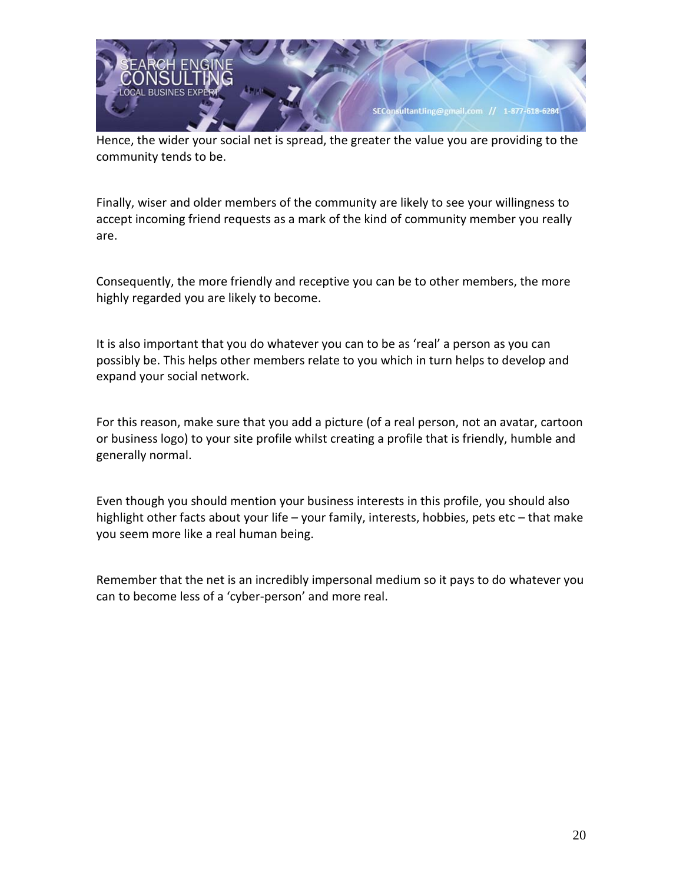Hence, the wider your social net is spread, the greater the value you are providing to the community tends to be.

Finally, wiser and older members of the community are likely to see your willingness to accept incoming friend requests as a mark of the kind of community member you really are.

Consequently, the more friendly and receptive you can be to other members, the more highly regarded you are likely to become.

It is also important that you do whatever you can to be as 'real' a person as you can possibly be. This helps other members relate to you which in turn helps to develop and expand your social network.

For this reason, make sure that you add a picture (of a real person, not an avatar, cartoon or business logo) to your site profile whilst creating a profile that is friendly, humble and generally normal.

Even though you should mention your business interests in this profile, you should also highlight other facts about your life – your family, interests, hobbies, pets etc – that make you seem more like a real human being.

Remember that the net is an incredibly impersonal medium so it pays to do whatever you can to become less of a 'cyber-person' and more real.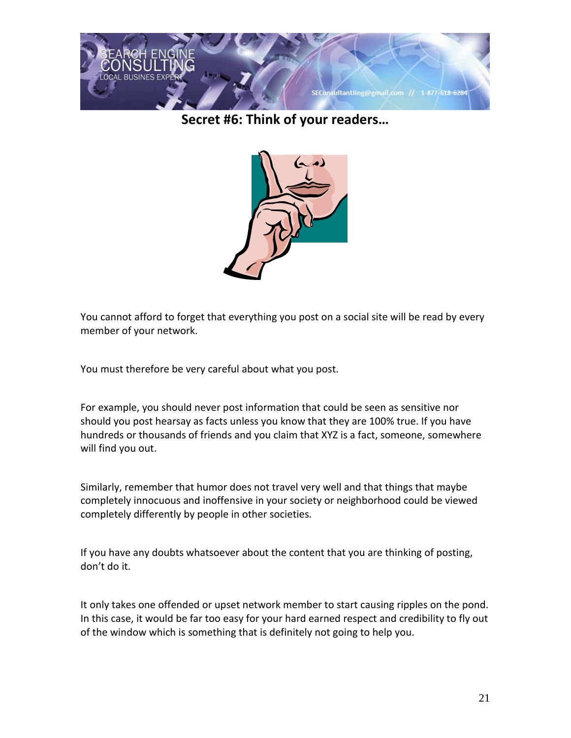# Secret #6: Think of your readers…

You cannot afford to forget that everything you post on a social site will be read by every member of your network.

You must therefore be very careful about what you post.

For example, you should never post information that could be seen as sensitive nor should you post hearsay as facts unless you know that they are 100% true. If you have hundreds or thousands of friends and you claim that XYZ is a fact, someone, somewhere will find you out.

Similarly, remember that humor does not travel very well and that things that maybe completely innocuous and inoffensive in your society or neighborhood could be viewed completely differently by people in other societies.

If you have any doubts whatsoever about the content that you are thinking of posting, don't do it.

It only takes one offended or upset network member to start causing ripples on the pond. In this case, it would be far too easy for your hard earned respect and credibility to fly out of the window which is something that is definitely not going to help you.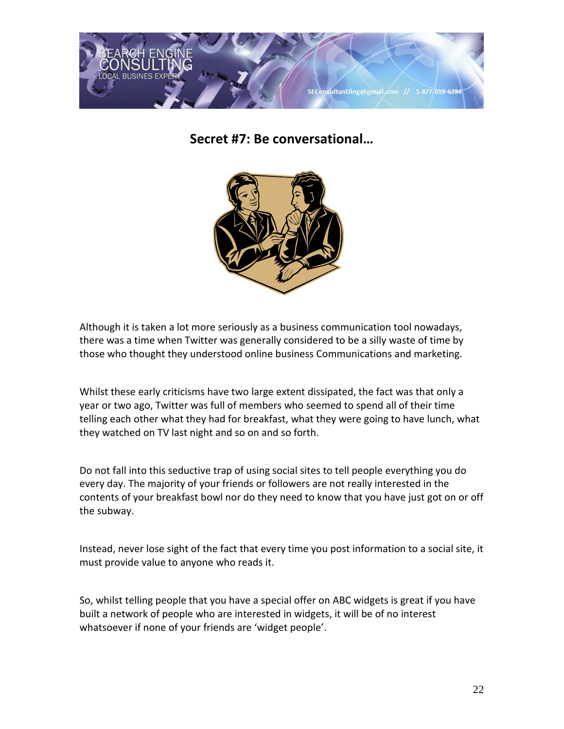## Secret #7: Be conversational…

Although it is taken a lot more seriously as a business communication tool nowadays, there was a time when Twitter was generally considered to be a silly waste of time by those who thought they understood online business Communications and marketing.

Whilst these early criticisms have two large extent dissipated, the fact was that only a year or two ago, Twitter was full of members who seemed to spend all of their time telling each other what they had for breakfast, what they were going to have lunch, what they watched on TV last night and so on and so forth.

Do not fall into this seductive trap of using social sites to tell people everything you do every day. The majority of your friends or followers are not really interested in the contents of your breakfast bowl nor do they need to know that you have just got on or off the subway.

Instead, never lose sight of the fact that every time you post information to a social site, it must provide value to anyone who reads it.

So, whilst telling people that you have a special offer on ABC widgets is great if you have built a network of people who are interested in widgets, it will be of no interest whatsoever if none of your friends are 'widget people'.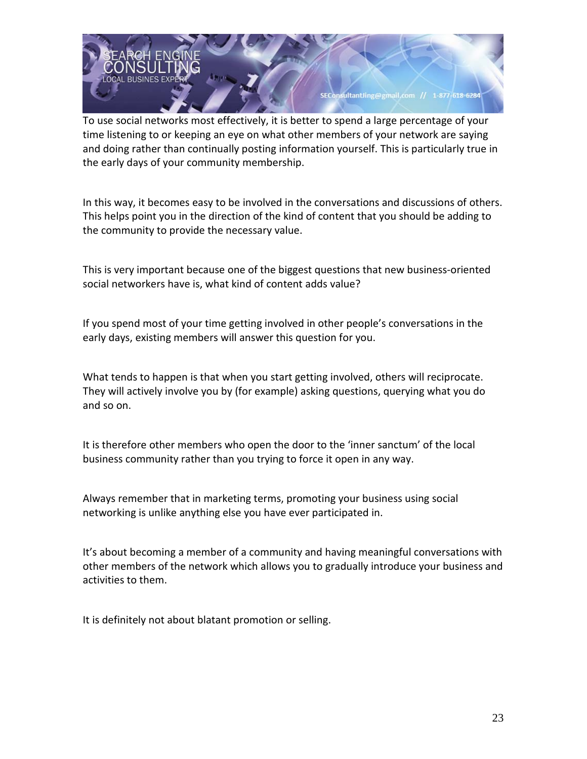To use social networks most effectively, it is better to spend a large percentage of your time listening to or keeping an eye on what other members of your network are saying and doing rather than continually posting information yourself. This is particularly true in the early days of your community membership.

In this way, it becomes easy to be involved in the conversations and discussions of others. This helps point you in the direction of the kind of content that you should be adding to the community to provide the necessary value.

This is very important because one of the biggest questions that new business-oriented social networkers have is, what kind of content adds value?

If you spend most of your time getting involved in other people's conversations in the early days, existing members will answer this question for you.

What tends to happen is that when you start getting involved, others will reciprocate. They will actively involve you by (for example) asking questions, querying what you do and so on.

It is therefore other members who open the door to the 'inner sanctum' of the local business community rather than you trying to force it open in any way.

Always remember that in marketing terms, promoting your business using social networking is unlike anything else you have ever participated in.

It's about becoming a member of a community and having meaningful conversations with other members of the network which allows you to gradually introduce your business and activities to them.

It is definitely not about blatant promotion or selling.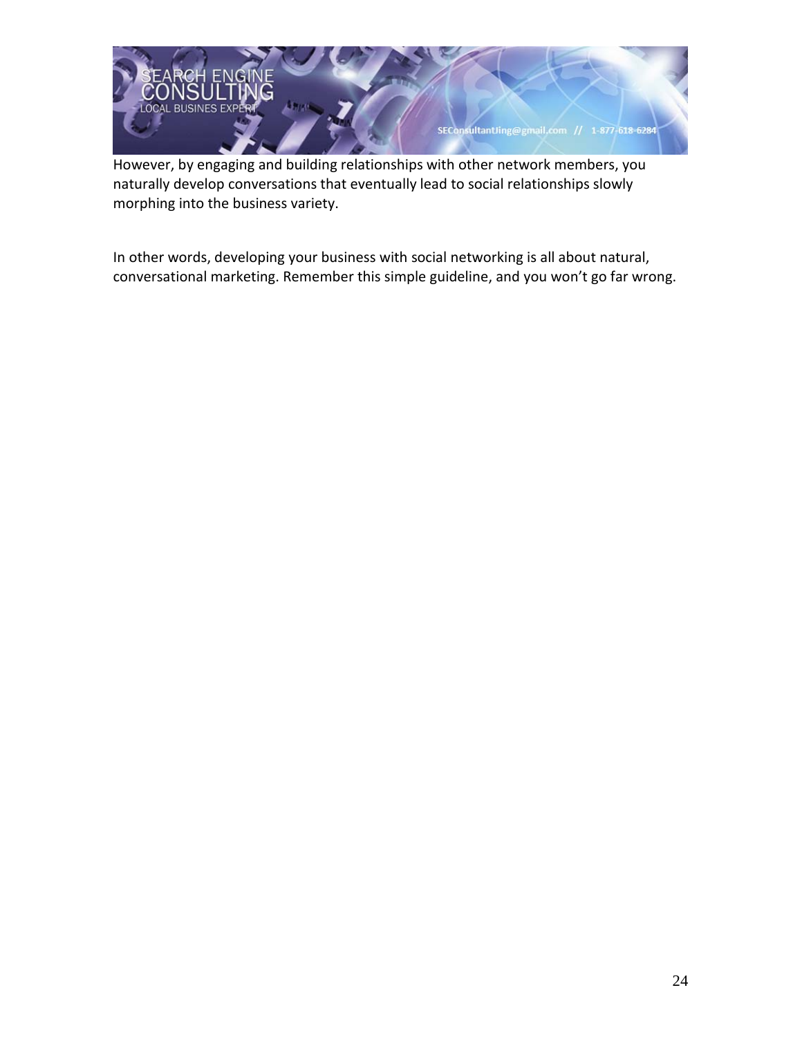However, by engaging and building relationships with other network members, you naturally develop conversations that eventually lead to social relationships slowly morphing into the business variety.

In other words, developing your business with social networking is all about natural, conversational marketing. Remember this simple guideline, and you won't go far wrong.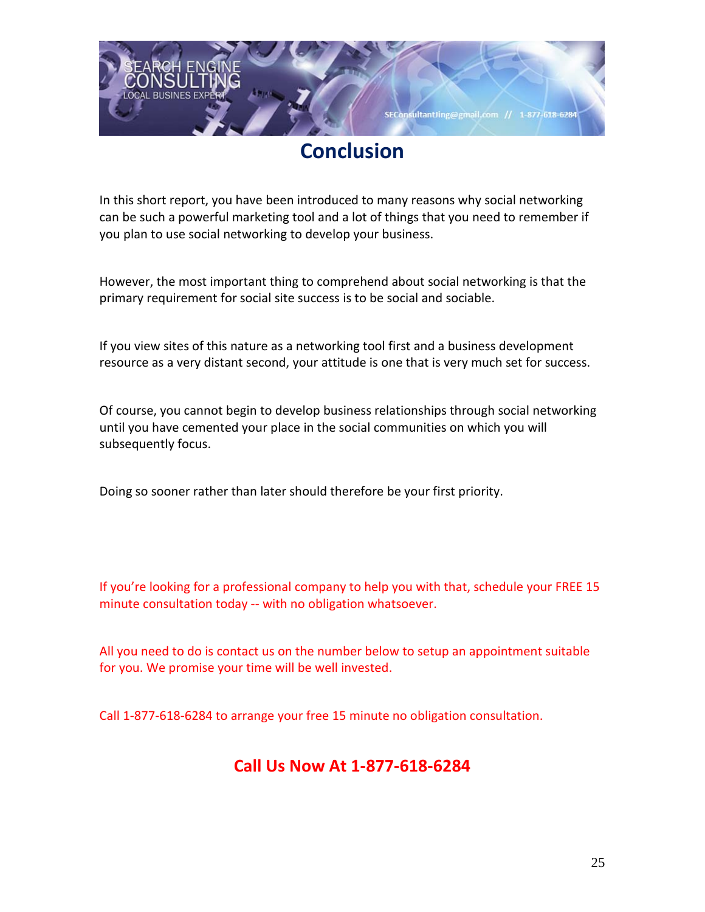# Conclusion

In this short report, you have been introduced to many reasons why social networking can be such a powerful marketing tool and a lot of things that you need to remember if you plan to use social networking to develop your business.

However, the most important thing to comprehend about social networking is that the primary requirement for social site success is to be social and sociable.

If you view sites of this nature as a networking tool first and a business development resource as a very distant second, your attitude is one that is very much set for success.

Of course, you cannot begin to develop business relationships through social networking until you have cemented your place in the social communities on which you will subsequently focus.

Doing so sooner rather than later should therefore be your first priority.

If you're looking for a professional company to help you with that, schedule your FREE 15 minute consultation today -- with no obligation whatsoever.

All you need to do is contact us on the number below to setup an appointment suitable for you. We promise your time will be well invested.

Call 1-877-618-6284 to arrange your free 15 minute no obligation consultation.

## Call Us Now At 1-877-618-6284